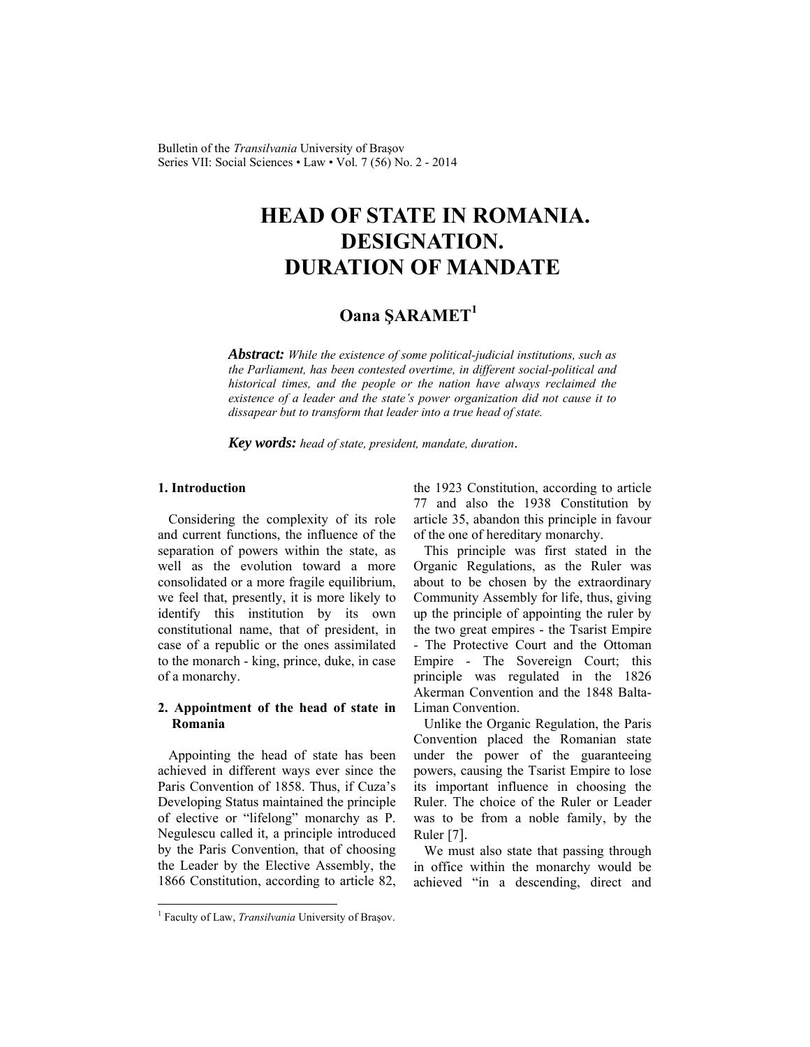# HEAD OF STATE IN ROMANIA. DESIGNATION. DURATION OF MANDATE

**Oana ŞARAMET[1]**

***Abstract:*** *While the existence of some political-judicial institutions, such as the Parliament, has been contested overtime, in different social-political and historical times, and the people or the nation have always reclaimed the existence of a leader and the state's power organization did not cause it to dissapear but to transform that leader into a true head of state.*

***Key words:*** *head of state, president, mandate, duration*.

## 1. Introduction

Considering the complexity of its role and current functions, the influence of the separation of powers within the state, as well as the evolution toward a more consolidated or a more fragile equilibrium, we feel that, presently, it is more likely to identify this institution by its own constitutional name, that of president, in case of a republic or the ones assimilated to the monarch - king, prince, duke, in case of a monarchy.

## 2. Appointment of the head of state in Romania

Appointing the head of state has been achieved in different ways ever since the Paris Convention of 1858. Thus, if Cuza's Developing Status maintained the principle of elective or "lifelong" monarchy as P. Negulescu called it, a principle introduced by the Paris Convention, that of choosing the Leader by the Elective Assembly, the 1866 Constitution, according to article 82, the 1923 Constitution, according to article 77 and also the 1938 Constitution by article 35, abandon this principle in favour of the one of hereditary monarchy.

This principle was first stated in the Organic Regulations, as the Ruler was about to be chosen by the extraordinary Community Assembly for life, thus, giving up the principle of appointing the ruler by the two great empires - the Tsarist Empire - The Protective Court and the Ottoman Empire - The Sovereign Court; this principle was regulated in the 1826 Akerman Convention and the 1848 Balta-Liman Convention.

Unlike the Organic Regulation, the Paris Convention placed the Romanian state under the power of the guaranteeing powers, causing the Tsarist Empire to lose its important influence in choosing the Ruler. The choice of the Ruler or Leader was to be from a noble family, by the Ruler [7].

We must also state that passing through in office within the monarchy would be achieved "in a descending, direct and

---

[1] Faculty of Law, *Transilvania* University of Braşov.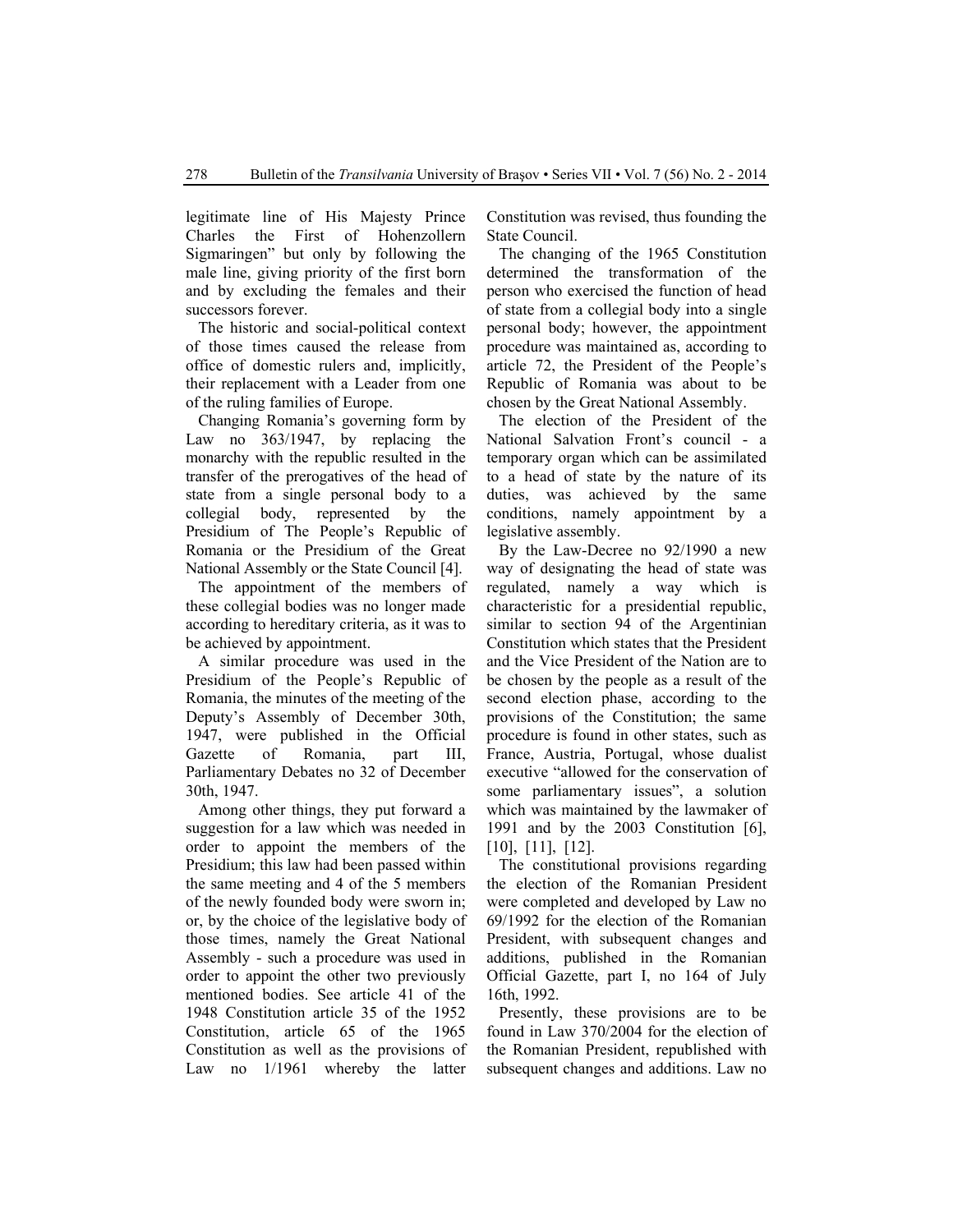legitimate line of His Majesty Prince Charles the First of Hohenzollern Sigmaringen" but only by following the male line, giving priority of the first born and by excluding the females and their successors forever.

The historic and social-political context of those times caused the release from office of domestic rulers and, implicitly, their replacement with a Leader from one of the ruling families of Europe.

Changing Romania's governing form by Law no 363/1947, by replacing the monarchy with the republic resulted in the transfer of the prerogatives of the head of state from a single personal body to a collegial body, represented by the Presidium of The People's Republic of Romania or the Presidium of the Great National Assembly or the State Council [4].

The appointment of the members of these collegial bodies was no longer made according to hereditary criteria, as it was to be achieved by appointment.

A similar procedure was used in the Presidium of the People's Republic of Romania, the minutes of the meeting of the Deputy's Assembly of December 30th, 1947, were published in the Official Gazette of Romania, part III, Parliamentary Debates no 32 of December 30th, 1947.

Among other things, they put forward a suggestion for a law which was needed in order to appoint the members of the Presidium; this law had been passed within the same meeting and 4 of the 5 members of the newly founded body were sworn in; or, by the choice of the legislative body of those times, namely the Great National Assembly - such a procedure was used in order to appoint the other two previously mentioned bodies. See article 41 of the 1948 Constitution article 35 of the 1952 Constitution, article 65 of the 1965 Constitution as well as the provisions of Law no 1/1961 whereby the latter Constitution was revised, thus founding the State Council.

The changing of the 1965 Constitution determined the transformation of the person who exercised the function of head of state from a collegial body into a single personal body; however, the appointment procedure was maintained as, according to article 72, the President of the People's Republic of Romania was about to be chosen by the Great National Assembly.

The election of the President of the National Salvation Front's council - a temporary organ which can be assimilated to a head of state by the nature of its duties, was achieved by the same conditions, namely appointment by a legislative assembly.

By the Law-Decree no 92/1990 a new way of designating the head of state was regulated, namely a way which is characteristic for a presidential republic, similar to section 94 of the Argentinian Constitution which states that the President and the Vice President of the Nation are to be chosen by the people as a result of the second election phase, according to the provisions of the Constitution; the same procedure is found in other states, such as France, Austria, Portugal, whose dualist executive "allowed for the conservation of some parliamentary issues", a solution which was maintained by the lawmaker of 1991 and by the 2003 Constitution [6], [10], [11], [12].

The constitutional provisions regarding the election of the Romanian President were completed and developed by Law no 69/1992 for the election of the Romanian President, with subsequent changes and additions, published in the Romanian Official Gazette, part I, no 164 of July 16th, 1992.

Presently, these provisions are to be found in Law 370/2004 for the election of the Romanian President, republished with subsequent changes and additions. Law no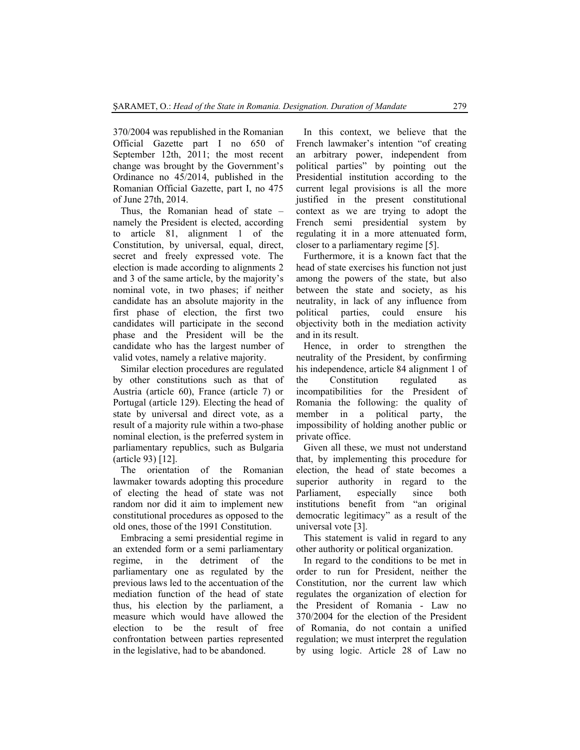370/2004 was republished in the Romanian Official Gazette part I no 650 of September 12th, 2011; the most recent change was brought by the Government's Ordinance no 45/2014, published in the Romanian Official Gazette, part I, no 475 of June 27th, 2014.

Thus, the Romanian head of state – namely the President is elected, according to article 81, alignment 1 of the Constitution, by universal, equal, direct, secret and freely expressed vote. The election is made according to alignments 2 and 3 of the same article, by the majority's nominal vote, in two phases; if neither candidate has an absolute majority in the first phase of election, the first two candidates will participate in the second phase and the President will be the candidate who has the largest number of valid votes, namely a relative majority.

Similar election procedures are regulated by other constitutions such as that of Austria (article 60), France (article 7) or Portugal (article 129). Electing the head of state by universal and direct vote, as a result of a majority rule within a two-phase nominal election, is the preferred system in parliamentary republics, such as Bulgaria (article 93) [12].

The orientation of the Romanian lawmaker towards adopting this procedure of electing the head of state was not random nor did it aim to implement new constitutional procedures as opposed to the old ones, those of the 1991 Constitution.

Embracing a semi presidential regime in an extended form or a semi parliamentary regime, in the detriment of the parliamentary one as regulated by the previous laws led to the accentuation of the mediation function of the head of state thus, his election by the parliament, a measure which would have allowed the election to be the result of free confrontation between parties represented in the legislative, had to be abandoned.

In this context, we believe that the French lawmaker's intention "of creating an arbitrary power, independent from political parties" by pointing out the Presidential institution according to the current legal provisions is all the more justified in the present constitutional context as we are trying to adopt the French semi presidential system by regulating it in a more attenuated form, closer to a parliamentary regime [5].

Furthermore, it is a known fact that the head of state exercises his function not just among the powers of the state, but also between the state and society, as his neutrality, in lack of any influence from political parties, could ensure his objectivity both in the mediation activity and in its result.

Hence, in order to strengthen the neutrality of the President, by confirming his independence, article 84 alignment 1 of the Constitution regulated as incompatibilities for the President of Romania the following: the quality of member in a political party, the impossibility of holding another public or private office.

Given all these, we must not understand that, by implementing this procedure for election, the head of state becomes a superior authority in regard to the Parliament, especially since both institutions benefit from "an original democratic legitimacy" as a result of the universal vote [3].

This statement is valid in regard to any other authority or political organization.

In regard to the conditions to be met in order to run for President, neither the Constitution, nor the current law which regulates the organization of election for the President of Romania - Law no 370/2004 for the election of the President of Romania, do not contain a unified regulation; we must interpret the regulation by using logic. Article 28 of Law no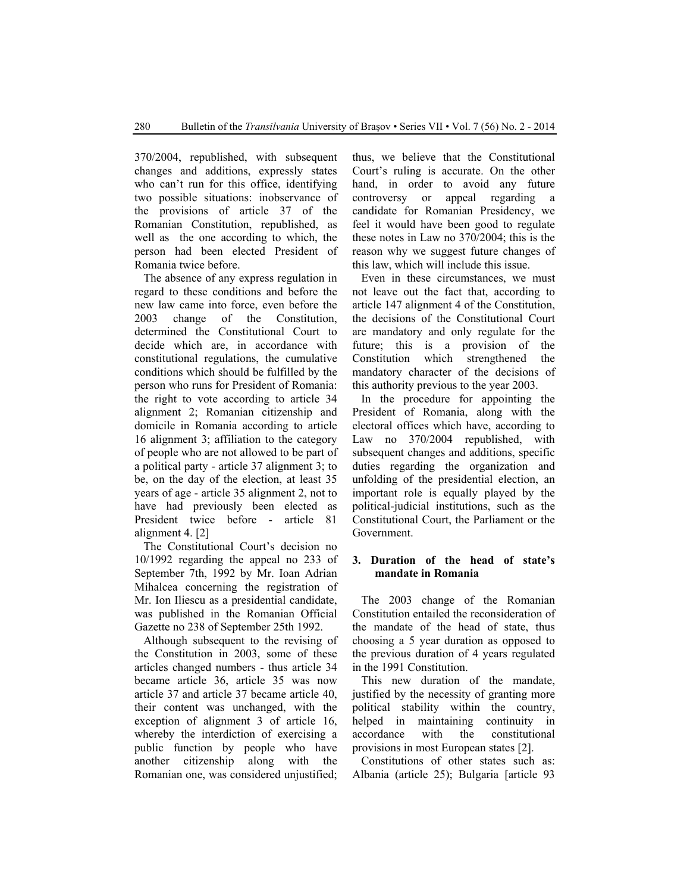370/2004, republished, with subsequent changes and additions, expressly states who can't run for this office, identifying two possible situations: inobservance of the provisions of article 37 of the Romanian Constitution, republished, as well as the one according to which, the person had been elected President of Romania twice before.

The absence of any express regulation in regard to these conditions and before the new law came into force, even before the 2003 change of the Constitution, determined the Constitutional Court to decide which are, in accordance with constitutional regulations, the cumulative conditions which should be fulfilled by the person who runs for President of Romania: the right to vote according to article 34 alignment 2; Romanian citizenship and domicile in Romania according to article 16 alignment 3; affiliation to the category of people who are not allowed to be part of a political party - article 37 alignment 3; to be, on the day of the election, at least 35 years of age - article 35 alignment 2, not to have had previously been elected as President twice before - article 81 alignment 4. [2]

The Constitutional Court's decision no 10/1992 regarding the appeal no 233 of September 7th, 1992 by Mr. Ioan Adrian Mihalcea concerning the registration of Mr. Ion Iliescu as a presidential candidate, was published in the Romanian Official Gazette no 238 of September 25th 1992.

Although subsequent to the revising of the Constitution in 2003, some of these articles changed numbers - thus article 34 became article 36, article 35 was now article 37 and article 37 became article 40, their content was unchanged, with the exception of alignment 3 of article 16, whereby the interdiction of exercising a public function by people who have another citizenship along with the Romanian one, was considered unjustified; thus, we believe that the Constitutional Court's ruling is accurate. On the other hand, in order to avoid any future controversy or appeal regarding a candidate for Romanian Presidency, we feel it would have been good to regulate these notes in Law no 370/2004; this is the reason why we suggest future changes of this law, which will include this issue.

Even in these circumstances, we must not leave out the fact that, according to article 147 alignment 4 of the Constitution, the decisions of the Constitutional Court are mandatory and only regulate for the future; this is a provision of the Constitution which strengthened the mandatory character of the decisions of this authority previous to the year 2003.

In the procedure for appointing the President of Romania, along with the electoral offices which have, according to Law no 370/2004 republished, with subsequent changes and additions, specific duties regarding the organization and unfolding of the presidential election, an important role is equally played by the political-judicial institutions, such as the Constitutional Court, the Parliament or the Government.

## 3. Duration of the head of state's mandate in Romania

The 2003 change of the Romanian Constitution entailed the reconsideration of the mandate of the head of state, thus choosing a 5 year duration as opposed to the previous duration of 4 years regulated in the 1991 Constitution.

This new duration of the mandate, justified by the necessity of granting more political stability within the country, helped in maintaining continuity in accordance with the constitutional provisions in most European states [2].

Constitutions of other states such as: Albania (article 25); Bulgaria [article 93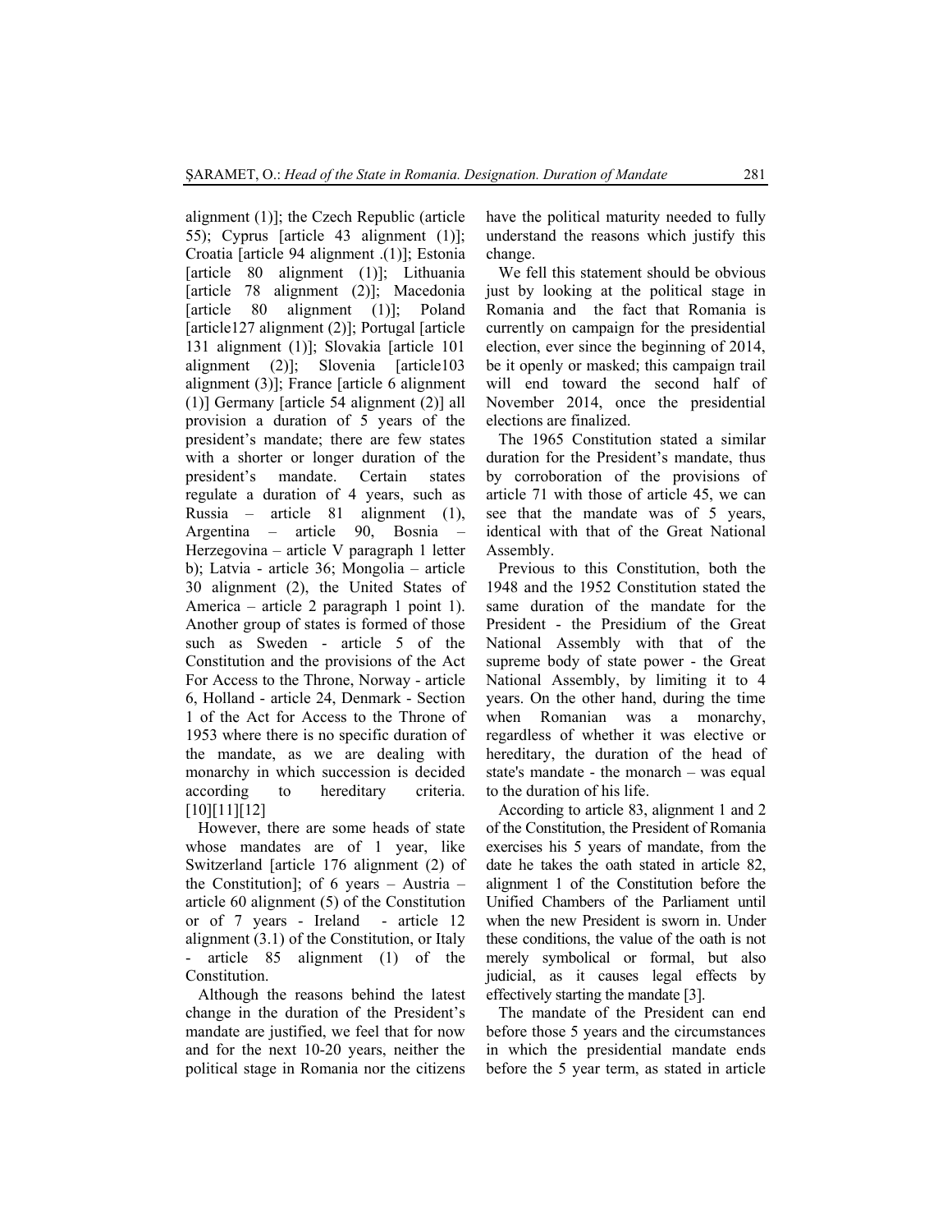alignment (1)]; the Czech Republic (article 55); Cyprus [article 43 alignment (1)]; Croatia [article 94 alignment .(1)]; Estonia [article 80 alignment (1)]; Lithuania [article 78 alignment (2)]; Macedonia [article 80 alignment (1)]; Poland [article127 alignment (2)]; Portugal [article 131 alignment (1)]; Slovakia [article 101 alignment (2)]; Slovenia [article103 alignment (3)]; France [article 6 alignment (1)] Germany [article 54 alignment (2)] all provision a duration of 5 years of the president's mandate; there are few states with a shorter or longer duration of the president's mandate. Certain states regulate a duration of 4 years, such as Russia – article 81 alignment (1), Argentina – article 90, Bosnia – Herzegovina – article V paragraph 1 letter b); Latvia - article 36; Mongolia – article 30 alignment (2), the United States of America – article 2 paragraph 1 point 1). Another group of states is formed of those such as Sweden - article 5 of the Constitution and the provisions of the Act For Access to the Throne, Norway - article 6, Holland - article 24, Denmark - Section 1 of the Act for Access to the Throne of 1953 where there is no specific duration of the mandate, as we are dealing with monarchy in which succession is decided according to hereditary criteria. [10][11][12]

However, there are some heads of state whose mandates are of 1 year, like Switzerland [article 176 alignment (2) of the Constitution]; of 6 years – Austria – article 60 alignment (5) of the Constitution or of 7 years - Ireland - article 12 alignment (3.1) of the Constitution, or Italy - article 85 alignment (1) of the Constitution.

Although the reasons behind the latest change in the duration of the President's mandate are justified, we feel that for now and for the next 10-20 years, neither the political stage in Romania nor the citizens have the political maturity needed to fully understand the reasons which justify this change.

We fell this statement should be obvious just by looking at the political stage in Romania and the fact that Romania is currently on campaign for the presidential election, ever since the beginning of 2014, be it openly or masked; this campaign trail will end toward the second half of November 2014, once the presidential elections are finalized.

The 1965 Constitution stated a similar duration for the President's mandate, thus by corroboration of the provisions of article 71 with those of article 45, we can see that the mandate was of 5 years, identical with that of the Great National Assembly.

Previous to this Constitution, both the 1948 and the 1952 Constitution stated the same duration of the mandate for the President - the Presidium of the Great National Assembly with that of the supreme body of state power - the Great National Assembly, by limiting it to 4 years. On the other hand, during the time when Romanian was a monarchy, regardless of whether it was elective or hereditary, the duration of the head of state's mandate - the monarch – was equal to the duration of his life.

According to article 83, alignment 1 and 2 of the Constitution, the President of Romania exercises his 5 years of mandate, from the date he takes the oath stated in article 82, alignment 1 of the Constitution before the Unified Chambers of the Parliament until when the new President is sworn in. Under these conditions, the value of the oath is not merely symbolical or formal, but also judicial, as it causes legal effects by effectively starting the mandate [3].

The mandate of the President can end before those 5 years and the circumstances in which the presidential mandate ends before the 5 year term, as stated in article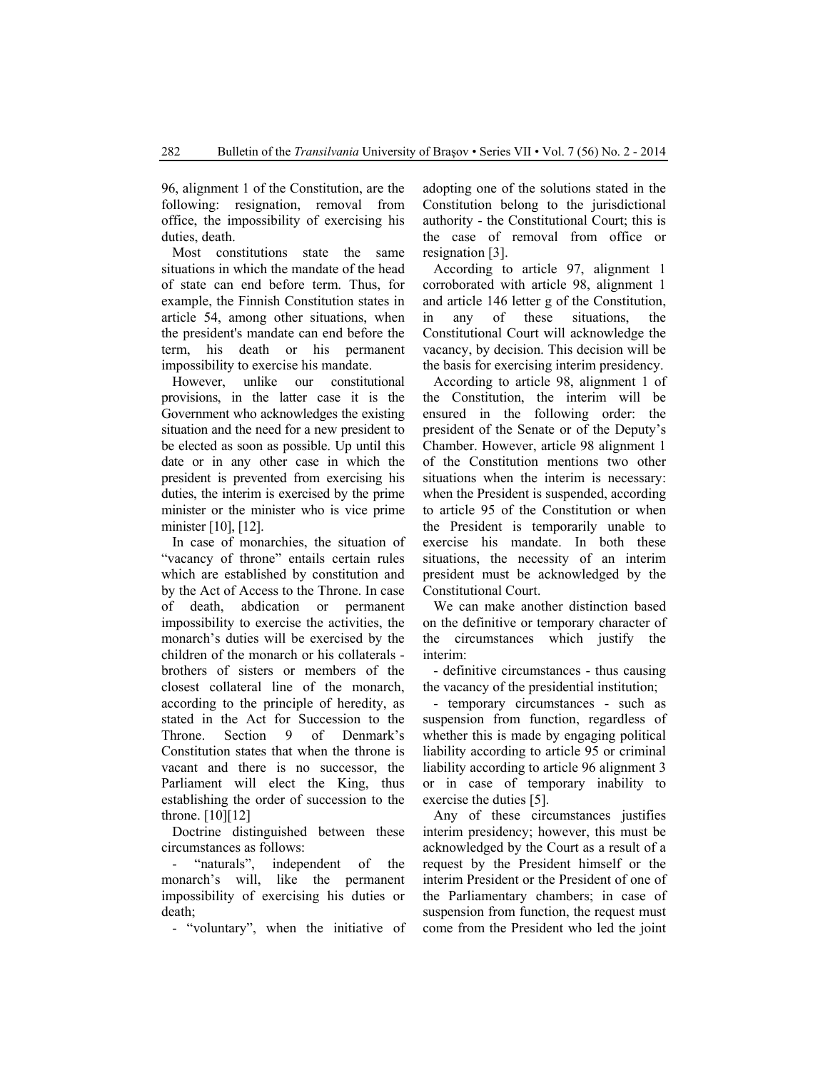96, alignment 1 of the Constitution, are the following: resignation, removal from office, the impossibility of exercising his duties, death.

Most constitutions state the same situations in which the mandate of the head of state can end before term. Thus, for example, the Finnish Constitution states in article 54, among other situations, when the president's mandate can end before the term, his death or his permanent impossibility to exercise his mandate.

However, unlike our constitutional provisions, in the latter case it is the Government who acknowledges the existing situation and the need for a new president to be elected as soon as possible. Up until this date or in any other case in which the president is prevented from exercising his duties, the interim is exercised by the prime minister or the minister who is vice prime minister [10], [12].

In case of monarchies, the situation of "vacancy of throne" entails certain rules which are established by constitution and by the Act of Access to the Throne. In case of death, abdication or permanent impossibility to exercise the activities, the monarch's duties will be exercised by the children of the monarch or his collaterals - brothers of sisters or members of the closest collateral line of the monarch, according to the principle of heredity, as stated in the Act for Succession to the Throne. Section 9 of Denmark's Constitution states that when the throne is vacant and there is no successor, the Parliament will elect the King, thus establishing the order of succession to the throne. [10][12]

Doctrine distinguished between these circumstances as follows:

- "naturals", independent of the monarch's will, like the permanent impossibility of exercising his duties or death;
- "voluntary", when the initiative of adopting one of the solutions stated in the Constitution belong to the jurisdictional authority - the Constitutional Court; this is the case of removal from office or resignation [3].

According to article 97, alignment 1 corroborated with article 98, alignment 1 and article 146 letter g of the Constitution, in any of these situations, the Constitutional Court will acknowledge the vacancy, by decision. This decision will be the basis for exercising interim presidency.

According to article 98, alignment 1 of the Constitution, the interim will be ensured in the following order: the president of the Senate or of the Deputy's Chamber. However, article 98 alignment 1 of the Constitution mentions two other situations when the interim is necessary: when the President is suspended, according to article 95 of the Constitution or when the President is temporarily unable to exercise his mandate. In both these situations, the necessity of an interim president must be acknowledged by the Constitutional Court.

We can make another distinction based on the definitive or temporary character of the circumstances which justify the interim:

- definitive circumstances - thus causing the vacancy of the presidential institution;
- temporary circumstances - such as suspension from function, regardless of whether this is made by engaging political liability according to article 95 or criminal liability according to article 96 alignment 3 or in case of temporary inability to exercise the duties [5].

Any of these circumstances justifies interim presidency; however, this must be acknowledged by the Court as a result of a request by the President himself or the interim President or the President of one of the Parliamentary chambers; in case of suspension from function, the request must come from the President who led the joint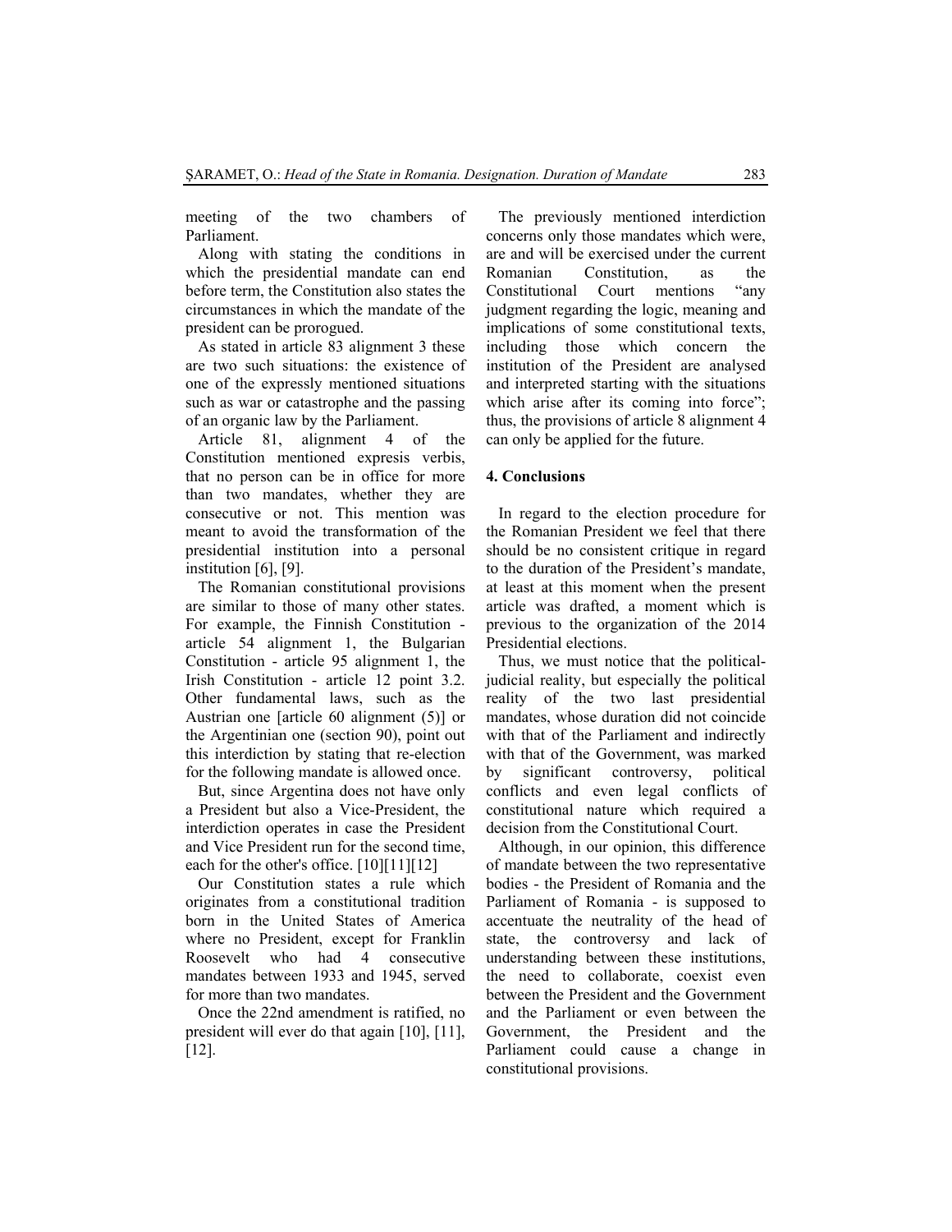meeting of the two chambers of Parliament.

Along with stating the conditions in which the presidential mandate can end before term, the Constitution also states the circumstances in which the mandate of the president can be prorogued.

As stated in article 83 alignment 3 these are two such situations: the existence of one of the expressly mentioned situations such as war or catastrophe and the passing of an organic law by the Parliament.

Article 81, alignment 4 of the Constitution mentioned expresis verbis, that no person can be in office for more than two mandates, whether they are consecutive or not. This mention was meant to avoid the transformation of the presidential institution into a personal institution [6], [9].

The Romanian constitutional provisions are similar to those of many other states. For example, the Finnish Constitution - article 54 alignment 1, the Bulgarian Constitution - article 95 alignment 1, the Irish Constitution - article 12 point 3.2. Other fundamental laws, such as the Austrian one [article 60 alignment (5)] or the Argentinian one (section 90), point out this interdiction by stating that re-election for the following mandate is allowed once.

But, since Argentina does not have only a President but also a Vice-President, the interdiction operates in case the President and Vice President run for the second time, each for the other's office. [10][11][12]

Our Constitution states a rule which originates from a constitutional tradition born in the United States of America where no President, except for Franklin Roosevelt who had 4 consecutive mandates between 1933 and 1945, served for more than two mandates.

Once the 22nd amendment is ratified, no president will ever do that again [10], [11], [12].

The previously mentioned interdiction concerns only those mandates which were, are and will be exercised under the current Romanian Constitution, as the Constitutional Court mentions "any judgment regarding the logic, meaning and implications of some constitutional texts, including those which concern the institution of the President are analysed and interpreted starting with the situations which arise after its coming into force"; thus, the provisions of article 8 alignment 4 can only be applied for the future.

## 4. Conclusions

In regard to the election procedure for the Romanian President we feel that there should be no consistent critique in regard to the duration of the President's mandate, at least at this moment when the present article was drafted, a moment which is previous to the organization of the 2014 Presidential elections.

Thus, we must notice that the political-judicial reality, but especially the political reality of the two last presidential mandates, whose duration did not coincide with that of the Parliament and indirectly with that of the Government, was marked by significant controversy, political conflicts and even legal conflicts of constitutional nature which required a decision from the Constitutional Court.

Although, in our opinion, this difference of mandate between the two representative bodies - the President of Romania and the Parliament of Romania - is supposed to accentuate the neutrality of the head of state, the controversy and lack of understanding between these institutions, the need to collaborate, coexist even between the President and the Government and the Parliament or even between the Government, the President and the Parliament could cause a change in constitutional provisions.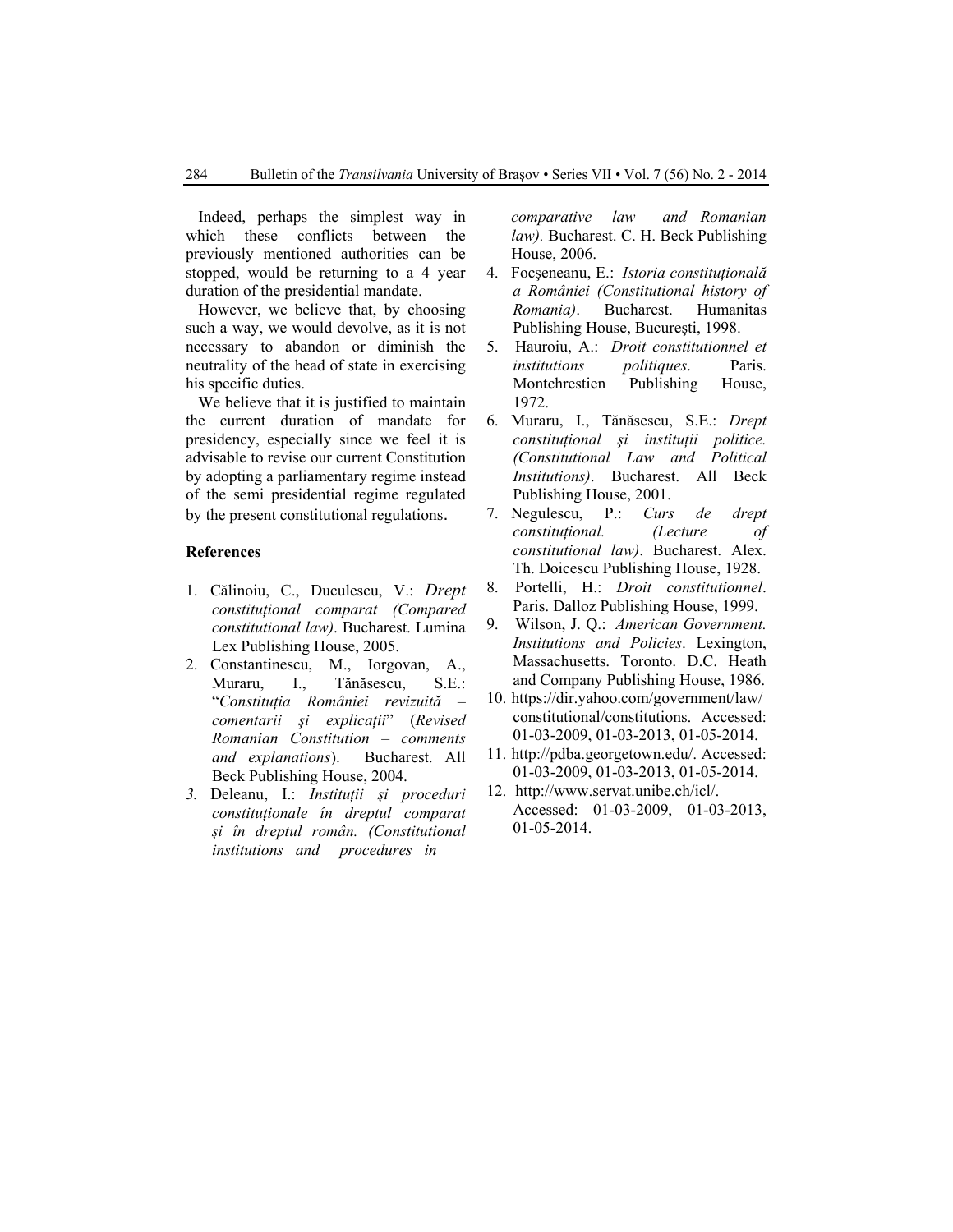Indeed, perhaps the simplest way in which these conflicts between the previously mentioned authorities can be stopped, would be returning to a 4 year duration of the presidential mandate.

However, we believe that, by choosing such a way, we would devolve, as it is not necessary to abandon or diminish the neutrality of the head of state in exercising his specific duties.

We believe that it is justified to maintain the current duration of mandate for presidency, especially since we feel it is advisable to revise our current Constitution by adopting a parliamentary regime instead of the semi presidential regime regulated by the present constitutional regulations.

## References

1. Călinoiu, C., Duculescu, V.: *Drept constituțional comparat (Compared constitutional law)*. Bucharest. Lumina Lex Publishing House, 2005.
2. Constantinescu, M., Iorgovan, A., Muraru, I., Tănăsescu, S.E.: "*Constituția României revizuită – comentarii și explicații*" (*Revised Romanian Constitution – comments and explanations*). Bucharest. All Beck Publishing House, 2004.
3. Deleanu, I.: *Instituții și proceduri constituționale în dreptul comparat și în dreptul român. (Constitutional institutions and procedures in comparative law and Romanian law)*. Bucharest. C. H. Beck Publishing House, 2006.
4. Focșeneanu, E.: *Istoria constituțională a României (Constitutional history of Romania)*. Bucharest. Humanitas Publishing House, București, 1998.
5. Hauroiu, A.: *Droit constitutionnel et institutions politiques*. Paris. Montchrestien Publishing House, 1972.
6. Muraru, I., Tănăsescu, S.E.: *Drept constituțional și instituții politice. (Constitutional Law and Political Institutions)*. Bucharest. All Beck Publishing House, 2001.
7. Negulescu, P.: *Curs de drept constituțional. (Lecture of constitutional law)*. Bucharest. Alex. Th. Doicescu Publishing House, 1928.
8. Portelli, H.: *Droit constitutionnel*. Paris. Dalloz Publishing House, 1999.
9. Wilson, J. Q.: *American Government. Institutions and Policies*. Lexington, Massachusetts. Toronto. D.C. Heath and Company Publishing House, 1986.
10. https://dir.yahoo.com/government/law/constitutional/constitutions. Accessed: 01-03-2009, 01-03-2013, 01-05-2014.
11. http://pdba.georgetown.edu/. Accessed: 01-03-2009, 01-03-2013, 01-05-2014.
12. http://www.servat.unibe.ch/icl/. Accessed: 01-03-2009, 01-03-2013, 01-05-2014.